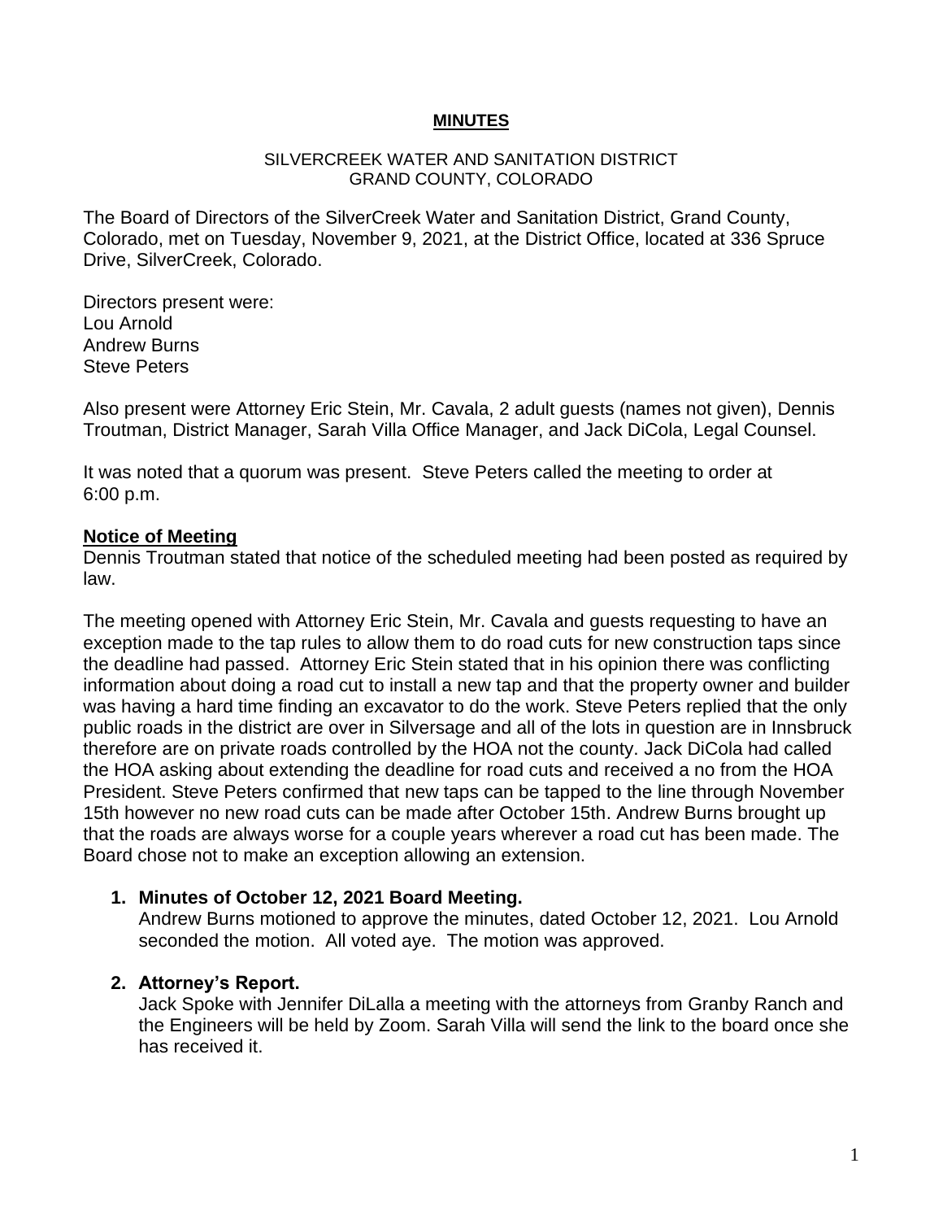**MINUTES**

SILVERCREEK WATER AND SANITATION DISTRICT
GRAND COUNTY, COLORADO

The Board of Directors of the SilverCreek Water and Sanitation District, Grand County, Colorado, met on Tuesday, November 9, 2021, at the District Office, located at 336 Spruce Drive, SilverCreek, Colorado.

Directors present were:
Lou Arnold
Andrew Burns
Steve Peters

Also present were Attorney Eric Stein, Mr. Cavala, 2 adult guests (names not given), Dennis Troutman, District Manager, Sarah Villa Office Manager, and Jack DiCola, Legal Counsel.

It was noted that a quorum was present. Steve Peters called the meeting to order at 6:00 p.m.

**Notice of Meeting**

Dennis Troutman stated that notice of the scheduled meeting had been posted as required by law.

The meeting opened with Attorney Eric Stein, Mr. Cavala and guests requesting to have an exception made to the tap rules to allow them to do road cuts for new construction taps since the deadline had passed. Attorney Eric Stein stated that in his opinion there was conflicting information about doing a road cut to install a new tap and that the property owner and builder was having a hard time finding an excavator to do the work. Steve Peters replied that the only public roads in the district are over in Silversage and all of the lots in question are in Innsbruck therefore are on private roads controlled by the HOA not the county. Jack DiCola had called the HOA asking about extending the deadline for road cuts and received a no from the HOA President. Steve Peters confirmed that new taps can be tapped to the line through November 15th however no new road cuts can be made after October 15th. Andrew Burns brought up that the roads are always worse for a couple years wherever a road cut has been made. The Board chose not to make an exception allowing an extension.

1. **Minutes of October 12, 2021 Board Meeting.**
   Andrew Burns motioned to approve the minutes, dated October 12, 2021. Lou Arnold seconded the motion. All voted aye. The motion was approved.

2. **Attorney's Report.**
   Jack Spoke with Jennifer DiLalla a meeting with the attorneys from Granby Ranch and the Engineers will be held by Zoom. Sarah Villa will send the link to the board once she has received it.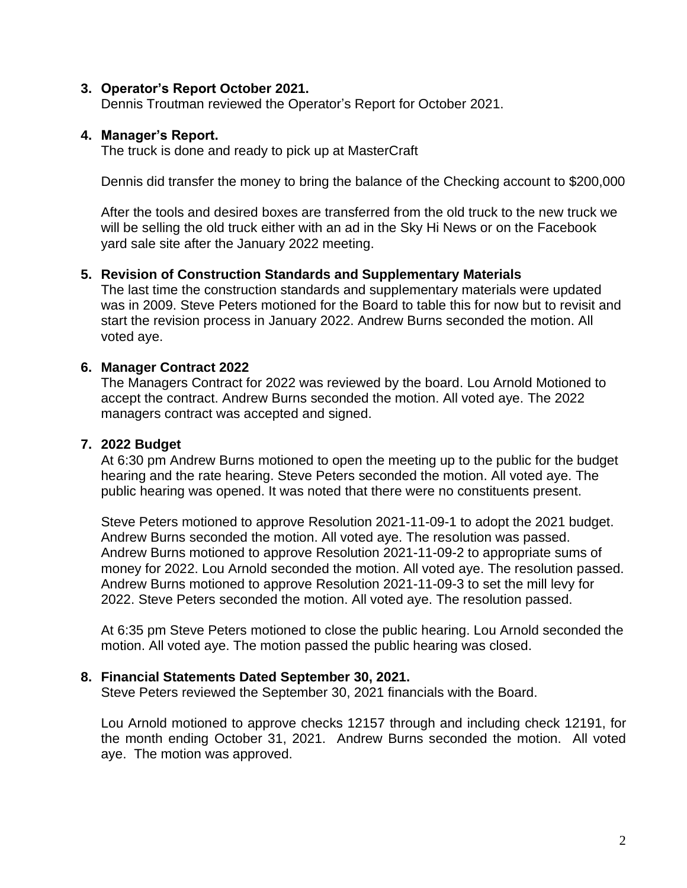3. **Operator's Report October 2021.**
   Dennis Troutman reviewed the Operator's Report for October 2021.

4. **Manager's Report.**
   The truck is done and ready to pick up at MasterCraft

   Dennis did transfer the money to bring the balance of the Checking account to $200,000

   After the tools and desired boxes are transferred from the old truck to the new truck we will be selling the old truck either with an ad in the Sky Hi News or on the Facebook yard sale site after the January 2022 meeting.

5. **Revision of Construction Standards and Supplementary Materials**
   The last time the construction standards and supplementary materials were updated was in 2009. Steve Peters motioned for the Board to table this for now but to revisit and start the revision process in January 2022. Andrew Burns seconded the motion. All voted aye.

6. **Manager Contract 2022**
   The Managers Contract for 2022 was reviewed by the board. Lou Arnold Motioned to accept the contract. Andrew Burns seconded the motion. All voted aye. The 2022 managers contract was accepted and signed.

7. **2022 Budget**
   At 6:30 pm Andrew Burns motioned to open the meeting up to the public for the budget hearing and the rate hearing. Steve Peters seconded the motion. All voted aye. The public hearing was opened. It was noted that there were no constituents present.

   Steve Peters motioned to approve Resolution 2021-11-09-1 to adopt the 2021 budget. Andrew Burns seconded the motion. All voted aye. The resolution was passed. Andrew Burns motioned to approve Resolution 2021-11-09-2 to appropriate sums of money for 2022. Lou Arnold seconded the motion. All voted aye. The resolution passed. Andrew Burns motioned to approve Resolution 2021-11-09-3 to set the mill levy for 2022. Steve Peters seconded the motion. All voted aye. The resolution passed.

   At 6:35 pm Steve Peters motioned to close the public hearing. Lou Arnold seconded the motion. All voted aye. The motion passed the public hearing was closed.

8. **Financial Statements Dated September 30, 2021.**
   Steve Peters reviewed the September 30, 2021 financials with the Board.

   Lou Arnold motioned to approve checks 12157 through and including check 12191, for the month ending October 31, 2021. Andrew Burns seconded the motion. All voted aye. The motion was approved.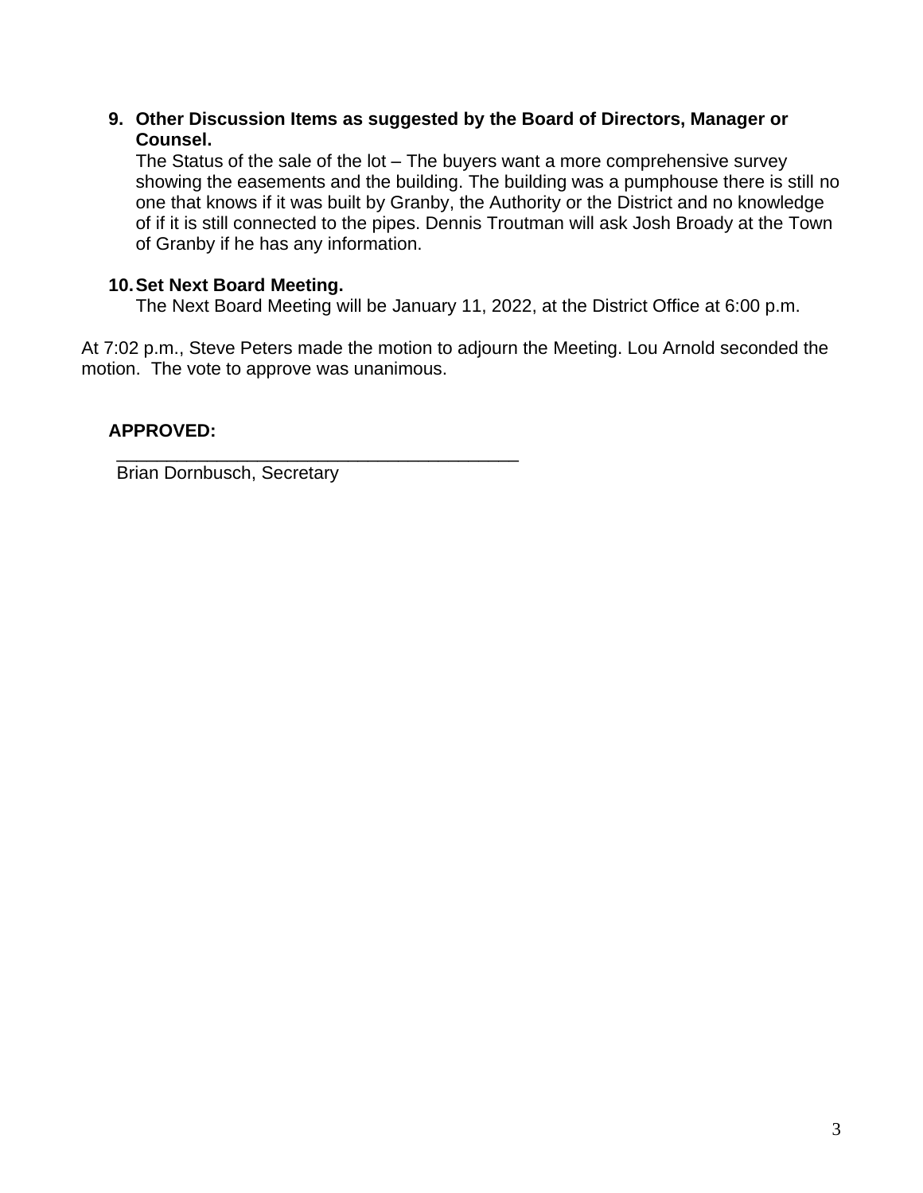9. **Other Discussion Items as suggested by the Board of Directors, Manager or Counsel.**
   The Status of the sale of the lot – The buyers want a more comprehensive survey showing the easements and the building. The building was a pumphouse there is still no one that knows if it was built by Granby, the Authority or the District and no knowledge of if it is still connected to the pipes. Dennis Troutman will ask Josh Broady at the Town of Granby if he has any information.

10. **Set Next Board Meeting.**
    The Next Board Meeting will be January 11, 2022, at the District Office at 6:00 p.m.

At 7:02 p.m., Steve Peters made the motion to adjourn the Meeting. Lou Arnold seconded the motion. The vote to approve was unanimous.

**APPROVED:**

\_\_\_\_\_\_\_\_\_\_\_\_\_\_\_\_\_\_\_\_\_\_\_\_\_\_\_\_\_\_\_\_\_\_\_\_\_\_\_\_\_\_

Brian Dornbusch, Secretary